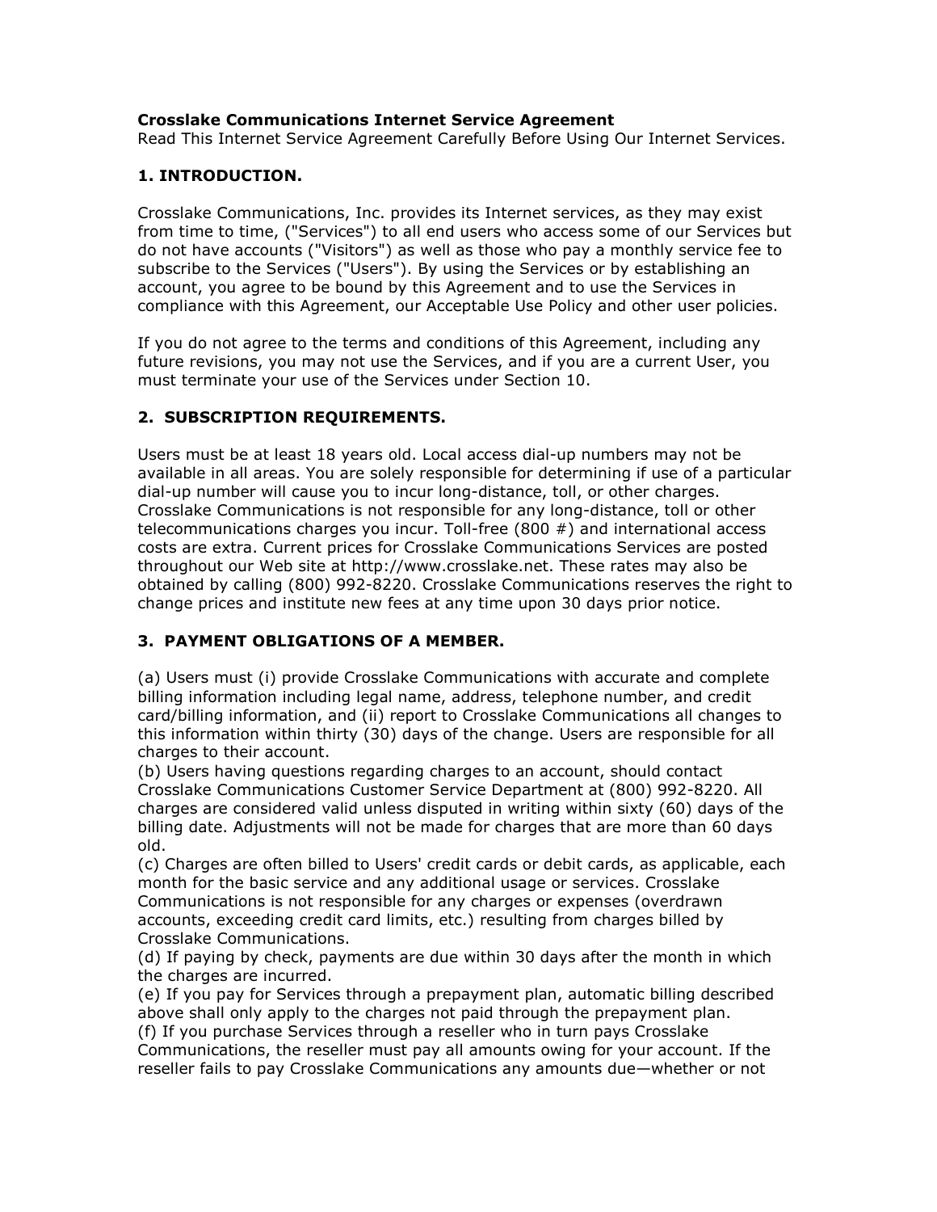**Crosslake Communications Internet Service Agreement**
Read This Internet Service Agreement Carefully Before Using Our Internet Services.

## 1. INTRODUCTION.

Crosslake Communications, Inc. provides its Internet services, as they may exist from time to time, ("Services") to all end users who access some of our Services but do not have accounts ("Visitors") as well as those who pay a monthly service fee to subscribe to the Services ("Users"). By using the Services or by establishing an account, you agree to be bound by this Agreement and to use the Services in compliance with this Agreement, our Acceptable Use Policy and other user policies.

If you do not agree to the terms and conditions of this Agreement, including any future revisions, you may not use the Services, and if you are a current User, you must terminate your use of the Services under Section 10.

## 2. SUBSCRIPTION REQUIREMENTS.

Users must be at least 18 years old. Local access dial-up numbers may not be available in all areas. You are solely responsible for determining if use of a particular dial-up number will cause you to incur long-distance, toll, or other charges. Crosslake Communications is not responsible for any long-distance, toll or other telecommunications charges you incur. Toll-free (800 #) and international access costs are extra. Current prices for Crosslake Communications Services are posted throughout our Web site at http://www.crosslake.net. These rates may also be obtained by calling (800) 992-8220. Crosslake Communications reserves the right to change prices and institute new fees at any time upon 30 days prior notice.

## 3. PAYMENT OBLIGATIONS OF A MEMBER.

(a) Users must (i) provide Crosslake Communications with accurate and complete billing information including legal name, address, telephone number, and credit card/billing information, and (ii) report to Crosslake Communications all changes to this information within thirty (30) days of the change. Users are responsible for all charges to their account.
(b) Users having questions regarding charges to an account, should contact Crosslake Communications Customer Service Department at (800) 992-8220. All charges are considered valid unless disputed in writing within sixty (60) days of the billing date. Adjustments will not be made for charges that are more than 60 days old.
(c) Charges are often billed to Users' credit cards or debit cards, as applicable, each month for the basic service and any additional usage or services. Crosslake Communications is not responsible for any charges or expenses (overdrawn accounts, exceeding credit card limits, etc.) resulting from charges billed by Crosslake Communications.
(d) If paying by check, payments are due within 30 days after the month in which the charges are incurred.
(e) If you pay for Services through a prepayment plan, automatic billing described above shall only apply to the charges not paid through the prepayment plan.
(f) If you purchase Services through a reseller who in turn pays Crosslake Communications, the reseller must pay all amounts owing for your account. If the reseller fails to pay Crosslake Communications any amounts due—whether or not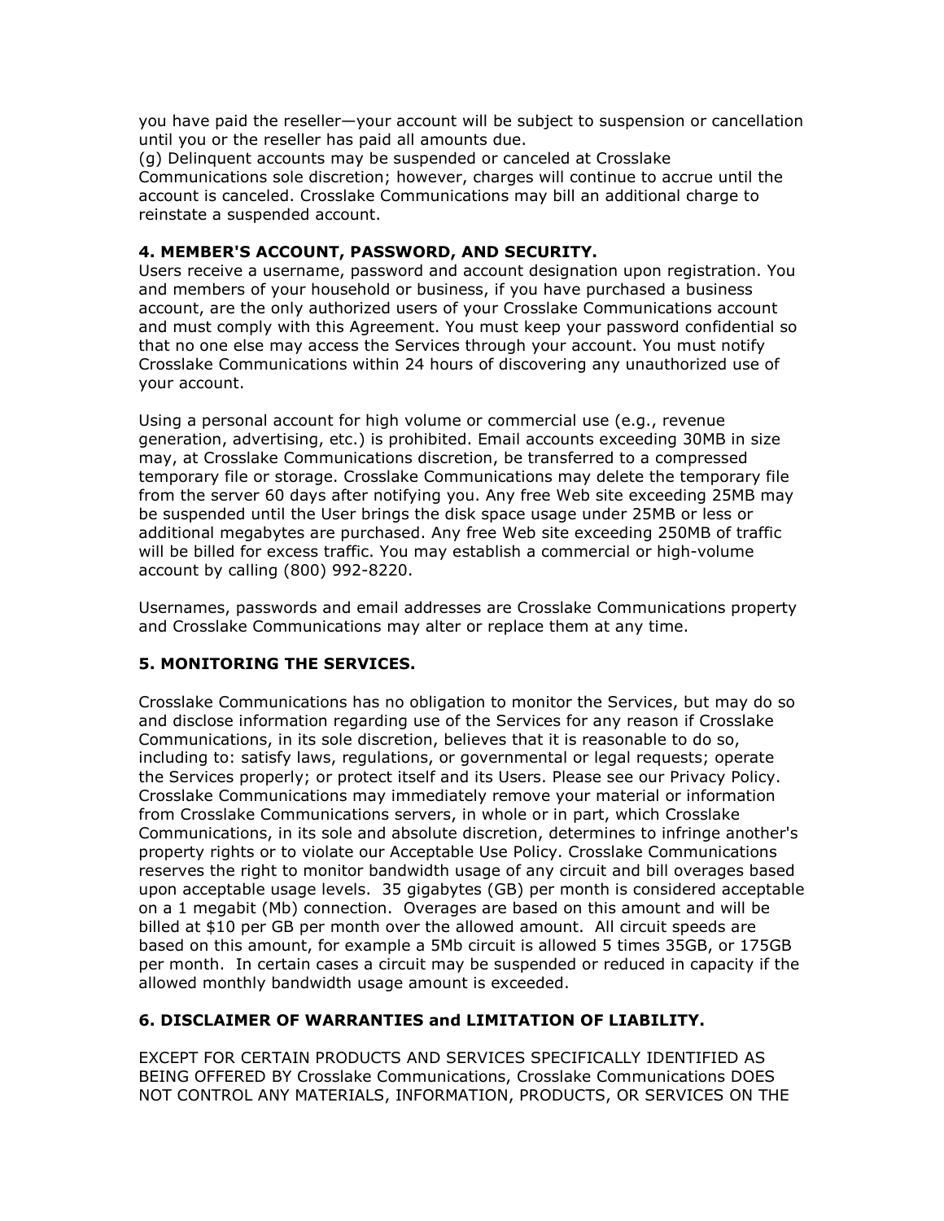you have paid the reseller—your account will be subject to suspension or cancellation until you or the reseller has paid all amounts due.

(g) Delinquent accounts may be suspended or canceled at Crosslake Communications sole discretion; however, charges will continue to accrue until the account is canceled. Crosslake Communications may bill an additional charge to reinstate a suspended account.

**4. MEMBER'S ACCOUNT, PASSWORD, AND SECURITY.**

Users receive a username, password and account designation upon registration. You and members of your household or business, if you have purchased a business account, are the only authorized users of your Crosslake Communications account and must comply with this Agreement. You must keep your password confidential so that no one else may access the Services through your account. You must notify Crosslake Communications within 24 hours of discovering any unauthorized use of your account.

Using a personal account for high volume or commercial use (e.g., revenue generation, advertising, etc.) is prohibited. Email accounts exceeding 30MB in size may, at Crosslake Communications discretion, be transferred to a compressed temporary file or storage. Crosslake Communications may delete the temporary file from the server 60 days after notifying you. Any free Web site exceeding 25MB may be suspended until the User brings the disk space usage under 25MB or less or additional megabytes are purchased. Any free Web site exceeding 250MB of traffic will be billed for excess traffic. You may establish a commercial or high-volume account by calling (800) 992-8220.

Usernames, passwords and email addresses are Crosslake Communications property and Crosslake Communications may alter or replace them at any time.

**5. MONITORING THE SERVICES.**

Crosslake Communications has no obligation to monitor the Services, but may do so and disclose information regarding use of the Services for any reason if Crosslake Communications, in its sole discretion, believes that it is reasonable to do so, including to: satisfy laws, regulations, or governmental or legal requests; operate the Services properly; or protect itself and its Users. Please see our Privacy Policy. Crosslake Communications may immediately remove your material or information from Crosslake Communications servers, in whole or in part, which Crosslake Communications, in its sole and absolute discretion, determines to infringe another's property rights or to violate our Acceptable Use Policy. Crosslake Communications reserves the right to monitor bandwidth usage of any circuit and bill overages based upon acceptable usage levels. 35 gigabytes (GB) per month is considered acceptable on a 1 megabit (Mb) connection. Overages are based on this amount and will be billed at $10 per GB per month over the allowed amount. All circuit speeds are based on this amount, for example a 5Mb circuit is allowed 5 times 35GB, or 175GB per month. In certain cases a circuit may be suspended or reduced in capacity if the allowed monthly bandwidth usage amount is exceeded.

**6. DISCLAIMER OF WARRANTIES and LIMITATION OF LIABILITY.**

EXCEPT FOR CERTAIN PRODUCTS AND SERVICES SPECIFICALLY IDENTIFIED AS BEING OFFERED BY Crosslake Communications, Crosslake Communications DOES NOT CONTROL ANY MATERIALS, INFORMATION, PRODUCTS, OR SERVICES ON THE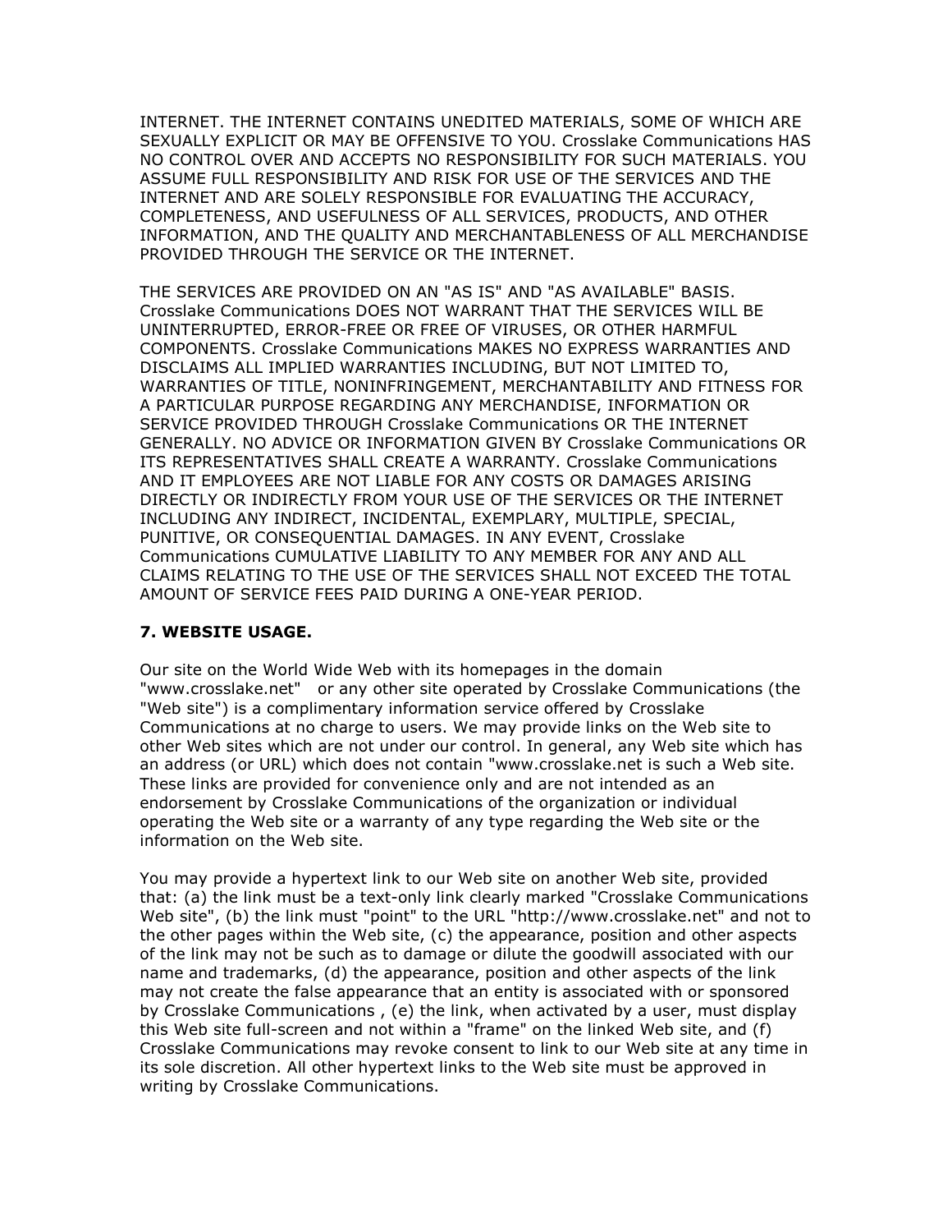INTERNET. THE INTERNET CONTAINS UNEDITED MATERIALS, SOME OF WHICH ARE SEXUALLY EXPLICIT OR MAY BE OFFENSIVE TO YOU. Crosslake Communications HAS NO CONTROL OVER AND ACCEPTS NO RESPONSIBILITY FOR SUCH MATERIALS. YOU ASSUME FULL RESPONSIBILITY AND RISK FOR USE OF THE SERVICES AND THE INTERNET AND ARE SOLELY RESPONSIBLE FOR EVALUATING THE ACCURACY, COMPLETENESS, AND USEFULNESS OF ALL SERVICES, PRODUCTS, AND OTHER INFORMATION, AND THE QUALITY AND MERCHANTABLENESS OF ALL MERCHANDISE PROVIDED THROUGH THE SERVICE OR THE INTERNET.

THE SERVICES ARE PROVIDED ON AN "AS IS" AND "AS AVAILABLE" BASIS. Crosslake Communications DOES NOT WARRANT THAT THE SERVICES WILL BE UNINTERRUPTED, ERROR-FREE OR FREE OF VIRUSES, OR OTHER HARMFUL COMPONENTS. Crosslake Communications MAKES NO EXPRESS WARRANTIES AND DISCLAIMS ALL IMPLIED WARRANTIES INCLUDING, BUT NOT LIMITED TO, WARRANTIES OF TITLE, NONINFRINGEMENT, MERCHANTABILITY AND FITNESS FOR A PARTICULAR PURPOSE REGARDING ANY MERCHANDISE, INFORMATION OR SERVICE PROVIDED THROUGH Crosslake Communications OR THE INTERNET GENERALLY. NO ADVICE OR INFORMATION GIVEN BY Crosslake Communications OR ITS REPRESENTATIVES SHALL CREATE A WARRANTY. Crosslake Communications AND IT EMPLOYEES ARE NOT LIABLE FOR ANY COSTS OR DAMAGES ARISING DIRECTLY OR INDIRECTLY FROM YOUR USE OF THE SERVICES OR THE INTERNET INCLUDING ANY INDIRECT, INCIDENTAL, EXEMPLARY, MULTIPLE, SPECIAL, PUNITIVE, OR CONSEQUENTIAL DAMAGES. IN ANY EVENT, Crosslake Communications CUMULATIVE LIABILITY TO ANY MEMBER FOR ANY AND ALL CLAIMS RELATING TO THE USE OF THE SERVICES SHALL NOT EXCEED THE TOTAL AMOUNT OF SERVICE FEES PAID DURING A ONE-YEAR PERIOD.

**7. WEBSITE USAGE.**

Our site on the World Wide Web with its homepages in the domain "www.crosslake.net" or any other site operated by Crosslake Communications (the "Web site") is a complimentary information service offered by Crosslake Communications at no charge to users. We may provide links on the Web site to other Web sites which are not under our control. In general, any Web site which has an address (or URL) which does not contain "www.crosslake.net is such a Web site. These links are provided for convenience only and are not intended as an endorsement by Crosslake Communications of the organization or individual operating the Web site or a warranty of any type regarding the Web site or the information on the Web site.

You may provide a hypertext link to our Web site on another Web site, provided that: (a) the link must be a text-only link clearly marked "Crosslake Communications Web site", (b) the link must "point" to the URL "http://www.crosslake.net" and not to the other pages within the Web site, (c) the appearance, position and other aspects of the link may not be such as to damage or dilute the goodwill associated with our name and trademarks, (d) the appearance, position and other aspects of the link may not create the false appearance that an entity is associated with or sponsored by Crosslake Communications , (e) the link, when activated by a user, must display this Web site full-screen and not within a "frame" on the linked Web site, and (f) Crosslake Communications may revoke consent to link to our Web site at any time in its sole discretion. All other hypertext links to the Web site must be approved in writing by Crosslake Communications.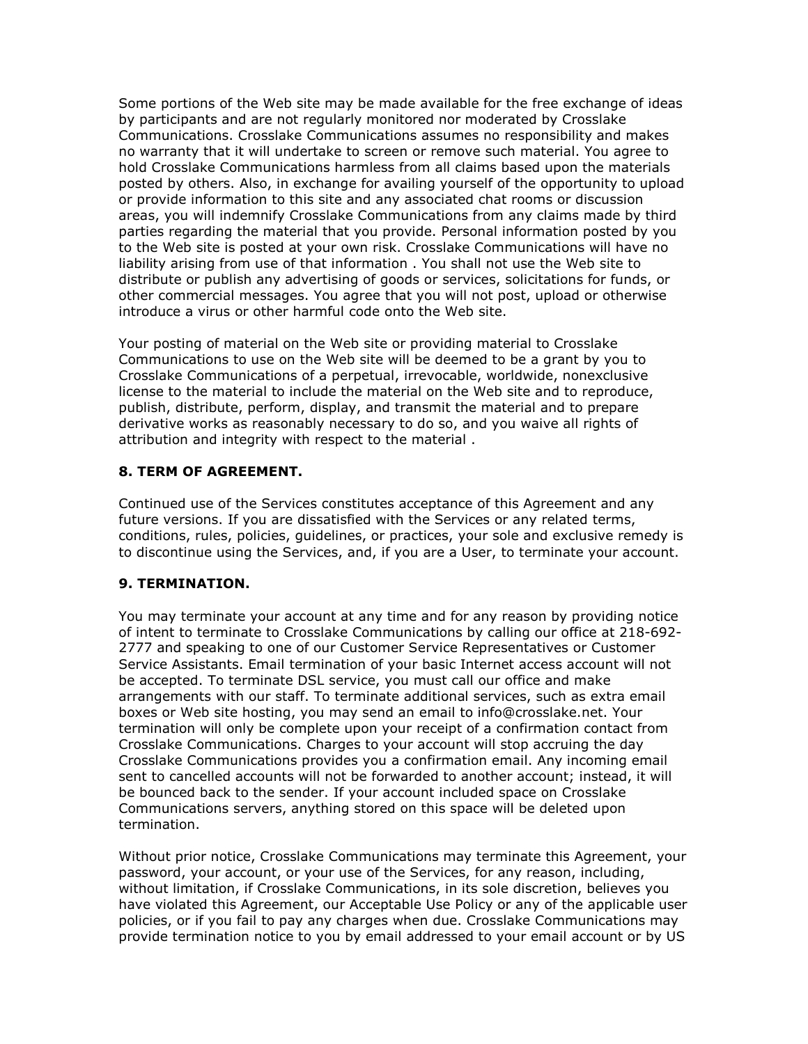Some portions of the Web site may be made available for the free exchange of ideas by participants and are not regularly monitored nor moderated by Crosslake Communications. Crosslake Communications assumes no responsibility and makes no warranty that it will undertake to screen or remove such material. You agree to hold Crosslake Communications harmless from all claims based upon the materials posted by others. Also, in exchange for availing yourself of the opportunity to upload or provide information to this site and any associated chat rooms or discussion areas, you will indemnify Crosslake Communications from any claims made by third parties regarding the material that you provide. Personal information posted by you to the Web site is posted at your own risk. Crosslake Communications will have no liability arising from use of that information . You shall not use the Web site to distribute or publish any advertising of goods or services, solicitations for funds, or other commercial messages. You agree that you will not post, upload or otherwise introduce a virus or other harmful code onto the Web site.

Your posting of material on the Web site or providing material to Crosslake Communications to use on the Web site will be deemed to be a grant by you to Crosslake Communications of a perpetual, irrevocable, worldwide, nonexclusive license to the material to include the material on the Web site and to reproduce, publish, distribute, perform, display, and transmit the material and to prepare derivative works as reasonably necessary to do so, and you waive all rights of attribution and integrity with respect to the material .

**8. TERM OF AGREEMENT.**

Continued use of the Services constitutes acceptance of this Agreement and any future versions. If you are dissatisfied with the Services or any related terms, conditions, rules, policies, guidelines, or practices, your sole and exclusive remedy is to discontinue using the Services, and, if you are a User, to terminate your account.

**9. TERMINATION.**

You may terminate your account at any time and for any reason by providing notice of intent to terminate to Crosslake Communications by calling our office at 218-692-2777 and speaking to one of our Customer Service Representatives or Customer Service Assistants. Email termination of your basic Internet access account will not be accepted. To terminate DSL service, you must call our office and make arrangements with our staff. To terminate additional services, such as extra email boxes or Web site hosting, you may send an email to info@crosslake.net. Your termination will only be complete upon your receipt of a confirmation contact from Crosslake Communications. Charges to your account will stop accruing the day Crosslake Communications provides you a confirmation email. Any incoming email sent to cancelled accounts will not be forwarded to another account; instead, it will be bounced back to the sender. If your account included space on Crosslake Communications servers, anything stored on this space will be deleted upon termination.

Without prior notice, Crosslake Communications may terminate this Agreement, your password, your account, or your use of the Services, for any reason, including, without limitation, if Crosslake Communications, in its sole discretion, believes you have violated this Agreement, our Acceptable Use Policy or any of the applicable user policies, or if you fail to pay any charges when due. Crosslake Communications may provide termination notice to you by email addressed to your email account or by US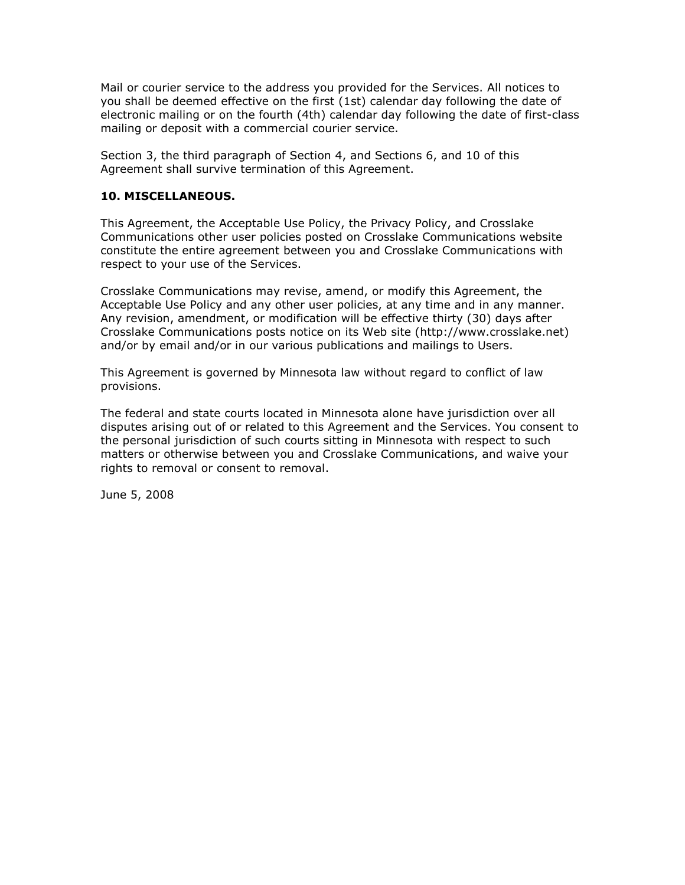Mail or courier service to the address you provided for the Services. All notices to you shall be deemed effective on the first (1st) calendar day following the date of electronic mailing or on the fourth (4th) calendar day following the date of first-class mailing or deposit with a commercial courier service.

Section 3, the third paragraph of Section 4, and Sections 6, and 10 of this Agreement shall survive termination of this Agreement.

**10. MISCELLANEOUS.**

This Agreement, the Acceptable Use Policy, the Privacy Policy, and Crosslake Communications other user policies posted on Crosslake Communications website constitute the entire agreement between you and Crosslake Communications with respect to your use of the Services.

Crosslake Communications may revise, amend, or modify this Agreement, the Acceptable Use Policy and any other user policies, at any time and in any manner. Any revision, amendment, or modification will be effective thirty (30) days after Crosslake Communications posts notice on its Web site (http://www.crosslake.net) and/or by email and/or in our various publications and mailings to Users.

This Agreement is governed by Minnesota law without regard to conflict of law provisions.

The federal and state courts located in Minnesota alone have jurisdiction over all disputes arising out of or related to this Agreement and the Services. You consent to the personal jurisdiction of such courts sitting in Minnesota with respect to such matters or otherwise between you and Crosslake Communications, and waive your rights to removal or consent to removal.

June 5, 2008